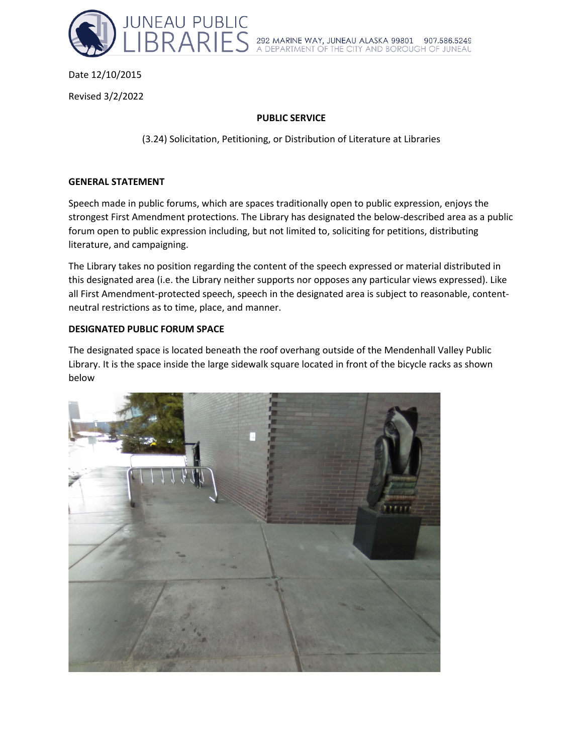JUNEAU PUBLIC LIBRARIES 292 MARINE WAY, JUNEAU ALASKA 99801 907.586.5249 A DEPARTMENT OF THE CITY AND BOROUGH OF JUNEAU

Date 12/10/2015

Revised 3/2/2022

**PUBLIC SERVICE**

(3.24) Solicitation, Petitioning, or Distribution of Literature at Libraries

**GENERAL STATEMENT**

Speech made in public forums, which are spaces traditionally open to public expression, enjoys the strongest First Amendment protections. The Library has designated the below-described area as a public forum open to public expression including, but not limited to, soliciting for petitions, distributing literature, and campaigning.

The Library takes no position regarding the content of the speech expressed or material distributed in this designated area (i.e. the Library neither supports nor opposes any particular views expressed). Like all First Amendment-protected speech, speech in the designated area is subject to reasonable, content-neutral restrictions as to time, place, and manner.

**DESIGNATED PUBLIC FORUM SPACE**

The designated space is located beneath the roof overhang outside of the Mendenhall Valley Public Library. It is the space inside the large sidewalk square located in front of the bicycle racks as shown below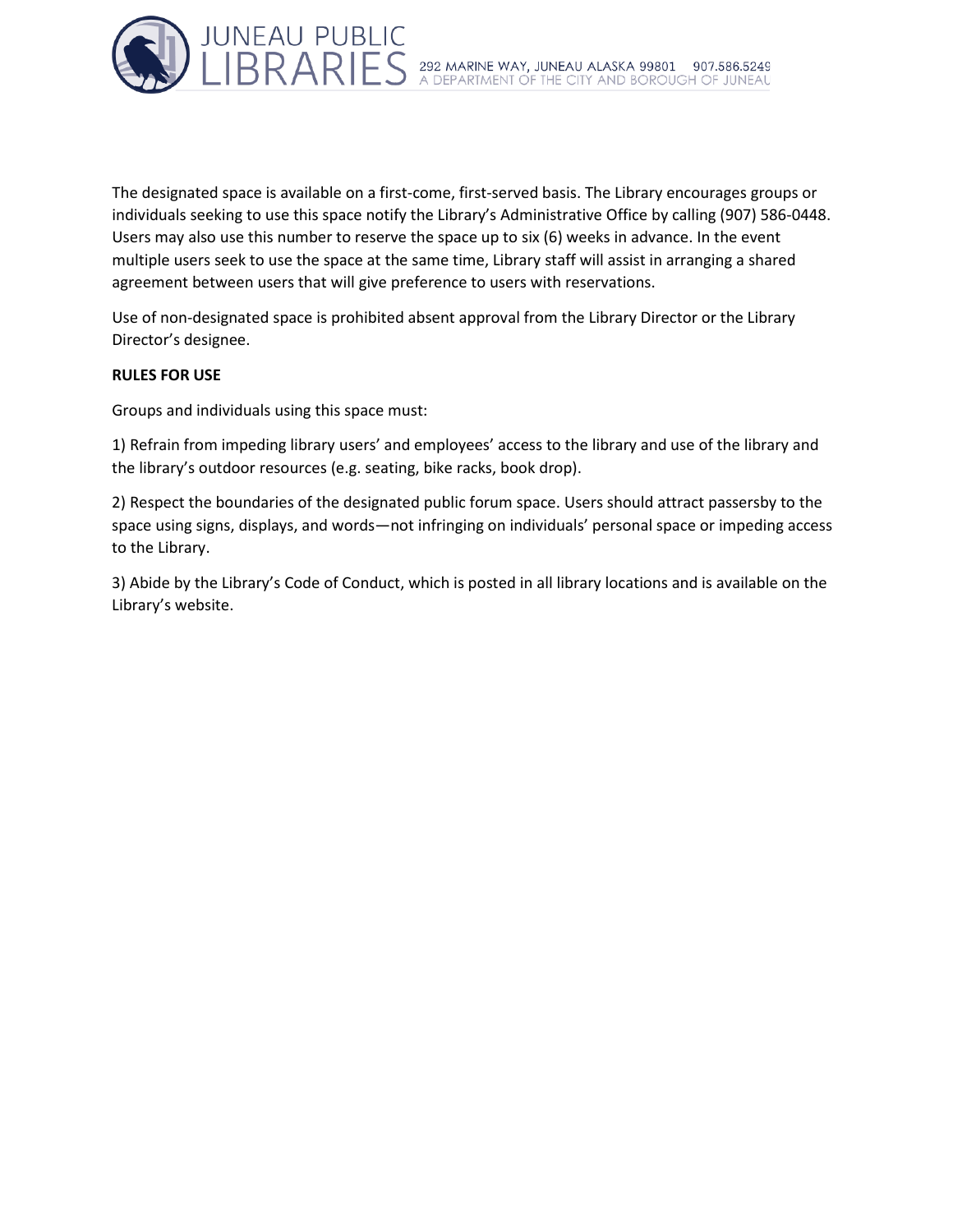The designated space is available on a first-come, first-served basis. The Library encourages groups or individuals seeking to use this space notify the Library's Administrative Office by calling (907) 586-0448. Users may also use this number to reserve the space up to six (6) weeks in advance. In the event multiple users seek to use the space at the same time, Library staff will assist in arranging a shared agreement between users that will give preference to users with reservations.

Use of non-designated space is prohibited absent approval from the Library Director or the Library Director's designee.

**RULES FOR USE**

Groups and individuals using this space must:

1) Refrain from impeding library users' and employees' access to the library and use of the library and the library's outdoor resources (e.g. seating, bike racks, book drop).

2) Respect the boundaries of the designated public forum space. Users should attract passersby to the space using signs, displays, and words—not infringing on individuals' personal space or impeding access to the Library.

3) Abide by the Library's Code of Conduct, which is posted in all library locations and is available on the Library's website.